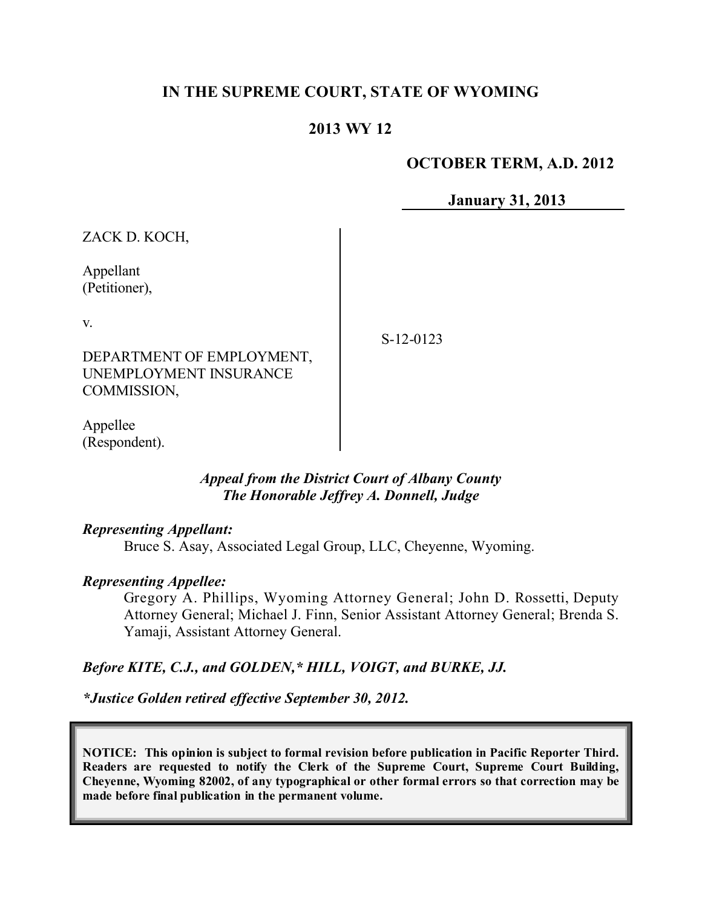# IN THE SUPREME COURT, STATE OF WYOMING

## 2013 WY 12

**OCTOBER TERM, A.D. 2012**

**January 31, 2013**

ZACK D. KOCH,

Appellant
(Petitioner),

v.

DEPARTMENT OF EMPLOYMENT, UNEMPLOYMENT INSURANCE COMMISSION,

Appellee
(Respondent).

S-12-0123

*Appeal from the District Court of Albany County*
*The Honorable Jeffrey A. Donnell, Judge*

***Representing Appellant:***

Bruce S. Asay, Associated Legal Group, LLC, Cheyenne, Wyoming.

***Representing Appellee:***

Gregory A. Phillips, Wyoming Attorney General; John D. Rossetti, Deputy Attorney General; Michael J. Finn, Senior Assistant Attorney General; Brenda S. Yamaji, Assistant Attorney General.

***Before KITE, C.J., and GOLDEN,\* HILL, VOIGT, and BURKE, JJ.***

***\*Justice Golden retired effective September 30, 2012.***

**NOTICE: This opinion is subject to formal revision before publication in Pacific Reporter Third. Readers are requested to notify the Clerk of the Supreme Court, Supreme Court Building, Cheyenne, Wyoming 82002, of any typographical or other formal errors so that correction may be made before final publication in the permanent volume.**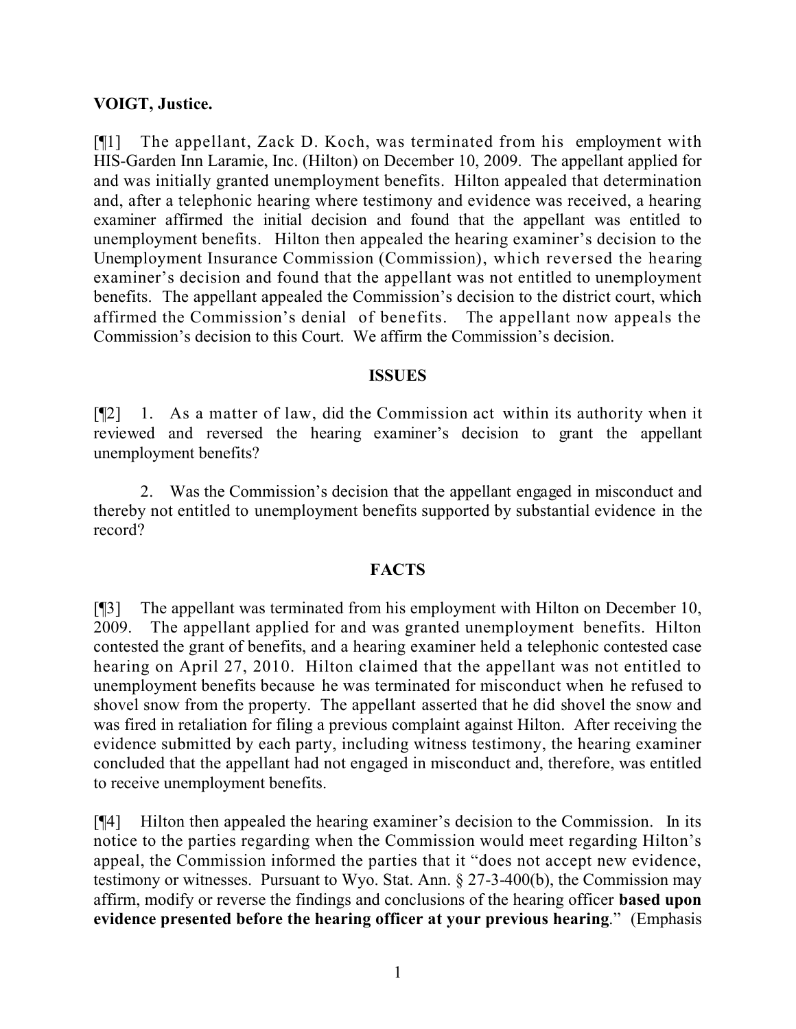**VOIGT, Justice.**

[¶1] The appellant, Zack D. Koch, was terminated from his employment with HIS-Garden Inn Laramie, Inc. (Hilton) on December 10, 2009. The appellant applied for and was initially granted unemployment benefits. Hilton appealed that determination and, after a telephonic hearing where testimony and evidence was received, a hearing examiner affirmed the initial decision and found that the appellant was entitled to unemployment benefits. Hilton then appealed the hearing examiner's decision to the Unemployment Insurance Commission (Commission), which reversed the hearing examiner's decision and found that the appellant was not entitled to unemployment benefits. The appellant appealed the Commission's decision to the district court, which affirmed the Commission's denial of benefits. The appellant now appeals the Commission's decision to this Court. We affirm the Commission's decision.

**ISSUES**

[¶2] 1. As a matter of law, did the Commission act within its authority when it reviewed and reversed the hearing examiner's decision to grant the appellant unemployment benefits?

2. Was the Commission's decision that the appellant engaged in misconduct and thereby not entitled to unemployment benefits supported by substantial evidence in the record?

**FACTS**

[¶3] The appellant was terminated from his employment with Hilton on December 10, 2009. The appellant applied for and was granted unemployment benefits. Hilton contested the grant of benefits, and a hearing examiner held a telephonic contested case hearing on April 27, 2010. Hilton claimed that the appellant was not entitled to unemployment benefits because he was terminated for misconduct when he refused to shovel snow from the property. The appellant asserted that he did shovel the snow and was fired in retaliation for filing a previous complaint against Hilton. After receiving the evidence submitted by each party, including witness testimony, the hearing examiner concluded that the appellant had not engaged in misconduct and, therefore, was entitled to receive unemployment benefits.

[¶4] Hilton then appealed the hearing examiner's decision to the Commission. In its notice to the parties regarding when the Commission would meet regarding Hilton's appeal, the Commission informed the parties that it "does not accept new evidence, testimony or witnesses. Pursuant to Wyo. Stat. Ann. § 27-3-400(b), the Commission may affirm, modify or reverse the findings and conclusions of the hearing officer **based upon evidence presented before the hearing officer at your previous hearing**." (Emphasis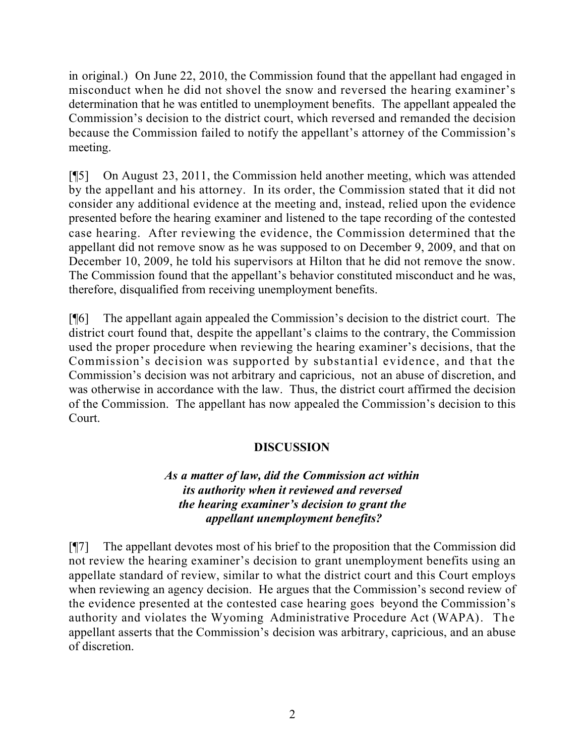in original.) On June 22, 2010, the Commission found that the appellant had engaged in misconduct when he did not shovel the snow and reversed the hearing examiner's determination that he was entitled to unemployment benefits. The appellant appealed the Commission's decision to the district court, which reversed and remanded the decision because the Commission failed to notify the appellant's attorney of the Commission's meeting.

[¶5] On August 23, 2011, the Commission held another meeting, which was attended by the appellant and his attorney. In its order, the Commission stated that it did not consider any additional evidence at the meeting and, instead, relied upon the evidence presented before the hearing examiner and listened to the tape recording of the contested case hearing. After reviewing the evidence, the Commission determined that the appellant did not remove snow as he was supposed to on December 9, 2009, and that on December 10, 2009, he told his supervisors at Hilton that he did not remove the snow. The Commission found that the appellant's behavior constituted misconduct and he was, therefore, disqualified from receiving unemployment benefits.

[¶6] The appellant again appealed the Commission's decision to the district court. The district court found that, despite the appellant's claims to the contrary, the Commission used the proper procedure when reviewing the hearing examiner's decisions, that the Commission's decision was supported by substantial evidence, and that the Commission's decision was not arbitrary and capricious, not an abuse of discretion, and was otherwise in accordance with the law. Thus, the district court affirmed the decision of the Commission. The appellant has now appealed the Commission's decision to this Court.

## DISCUSSION

### *As a matter of law, did the Commission act within its authority when it reviewed and reversed the hearing examiner's decision to grant the appellant unemployment benefits?*

[¶7] The appellant devotes most of his brief to the proposition that the Commission did not review the hearing examiner's decision to grant unemployment benefits using an appellate standard of review, similar to what the district court and this Court employs when reviewing an agency decision. He argues that the Commission's second review of the evidence presented at the contested case hearing goes beyond the Commission's authority and violates the Wyoming Administrative Procedure Act (WAPA). The appellant asserts that the Commission's decision was arbitrary, capricious, and an abuse of discretion.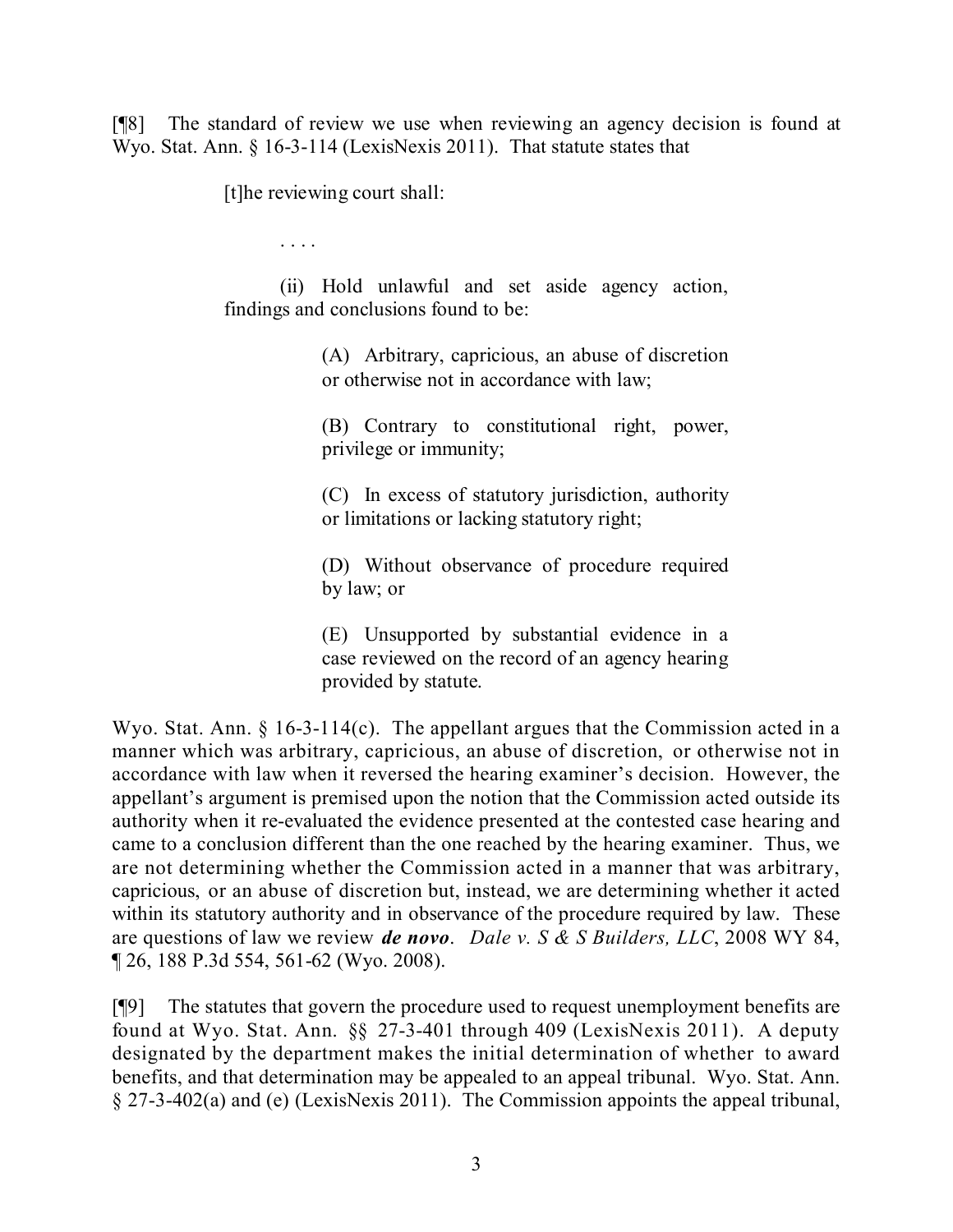[¶8] The standard of review we use when reviewing an agency decision is found at Wyo. Stat. Ann. § 16-3-114 (LexisNexis 2011). That statute states that

> [t]he reviewing court shall:
>
> . . . .
>
> (ii) Hold unlawful and set aside agency action, findings and conclusions found to be:
>
> > (A) Arbitrary, capricious, an abuse of discretion or otherwise not in accordance with law;
> >
> > (B) Contrary to constitutional right, power, privilege or immunity;
> >
> > (C) In excess of statutory jurisdiction, authority or limitations or lacking statutory right;
> >
> > (D) Without observance of procedure required by law; or
> >
> > (E) Unsupported by substantial evidence in a case reviewed on the record of an agency hearing provided by statute.

Wyo. Stat. Ann. § 16-3-114(c). The appellant argues that the Commission acted in a manner which was arbitrary, capricious, an abuse of discretion, or otherwise not in accordance with law when it reversed the hearing examiner's decision. However, the appellant's argument is premised upon the notion that the Commission acted outside its authority when it re-evaluated the evidence presented at the contested case hearing and came to a conclusion different than the one reached by the hearing examiner. Thus, we are not determining whether the Commission acted in a manner that was arbitrary, capricious, or an abuse of discretion but, instead, we are determining whether it acted within its statutory authority and in observance of the procedure required by law. These are questions of law we review ***de novo***. *Dale v. S & S Builders, LLC*, 2008 WY 84, ¶ 26, 188 P.3d 554, 561-62 (Wyo. 2008).

[¶9] The statutes that govern the procedure used to request unemployment benefits are found at Wyo. Stat. Ann. §§ 27-3-401 through 409 (LexisNexis 2011). A deputy designated by the department makes the initial determination of whether to award benefits, and that determination may be appealed to an appeal tribunal. Wyo. Stat. Ann. § 27-3-402(a) and (e) (LexisNexis 2011). The Commission appoints the appeal tribunal,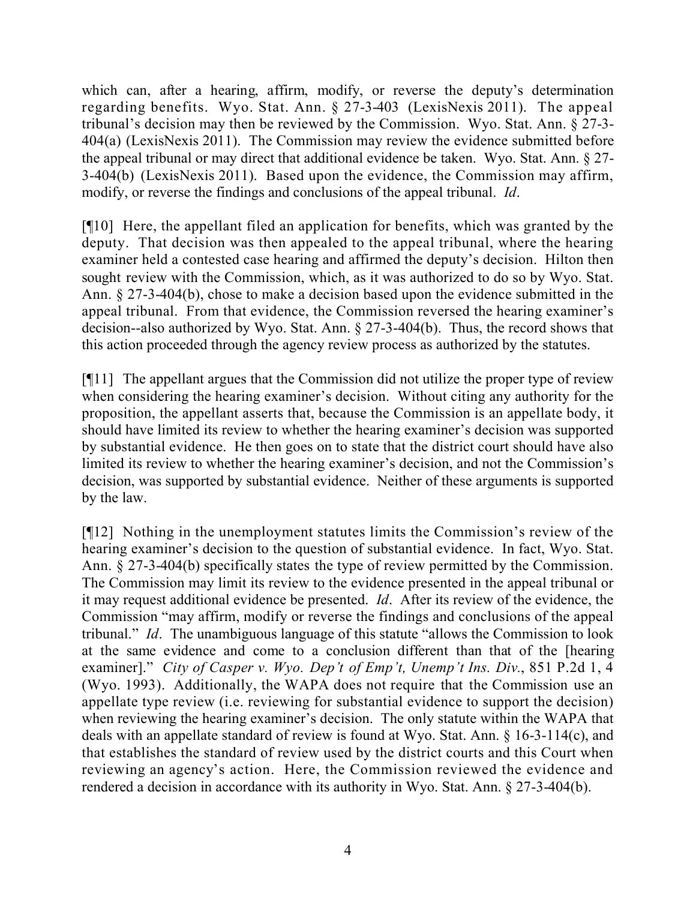which can, after a hearing, affirm, modify, or reverse the deputy's determination regarding benefits. Wyo. Stat. Ann. § 27-3-403 (LexisNexis 2011). The appeal tribunal's decision may then be reviewed by the Commission. Wyo. Stat. Ann. § 27-3-404(a) (LexisNexis 2011). The Commission may review the evidence submitted before the appeal tribunal or may direct that additional evidence be taken. Wyo. Stat. Ann. § 27-3-404(b) (LexisNexis 2011). Based upon the evidence, the Commission may affirm, modify, or reverse the findings and conclusions of the appeal tribunal. *Id*.

[¶10] Here, the appellant filed an application for benefits, which was granted by the deputy. That decision was then appealed to the appeal tribunal, where the hearing examiner held a contested case hearing and affirmed the deputy's decision. Hilton then sought review with the Commission, which, as it was authorized to do so by Wyo. Stat. Ann. § 27-3-404(b), chose to make a decision based upon the evidence submitted in the appeal tribunal. From that evidence, the Commission reversed the hearing examiner's decision--also authorized by Wyo. Stat. Ann. § 27-3-404(b). Thus, the record shows that this action proceeded through the agency review process as authorized by the statutes.

[¶11] The appellant argues that the Commission did not utilize the proper type of review when considering the hearing examiner's decision. Without citing any authority for the proposition, the appellant asserts that, because the Commission is an appellate body, it should have limited its review to whether the hearing examiner's decision was supported by substantial evidence. He then goes on to state that the district court should have also limited its review to whether the hearing examiner's decision, and not the Commission's decision, was supported by substantial evidence. Neither of these arguments is supported by the law.

[¶12] Nothing in the unemployment statutes limits the Commission's review of the hearing examiner's decision to the question of substantial evidence. In fact, Wyo. Stat. Ann. § 27-3-404(b) specifically states the type of review permitted by the Commission. The Commission may limit its review to the evidence presented in the appeal tribunal or it may request additional evidence be presented. *Id*. After its review of the evidence, the Commission "may affirm, modify or reverse the findings and conclusions of the appeal tribunal." *Id*. The unambiguous language of this statute "allows the Commission to look at the same evidence and come to a conclusion different than that of the [hearing examiner]." *City of Casper v. Wyo. Dep't of Emp't, Unemp't Ins. Div.*, 851 P.2d 1, 4 (Wyo. 1993). Additionally, the WAPA does not require that the Commission use an appellate type review (i.e. reviewing for substantial evidence to support the decision) when reviewing the hearing examiner's decision. The only statute within the WAPA that deals with an appellate standard of review is found at Wyo. Stat. Ann. § 16-3-114(c), and that establishes the standard of review used by the district courts and this Court when reviewing an agency's action. Here, the Commission reviewed the evidence and rendered a decision in accordance with its authority in Wyo. Stat. Ann. § 27-3-404(b).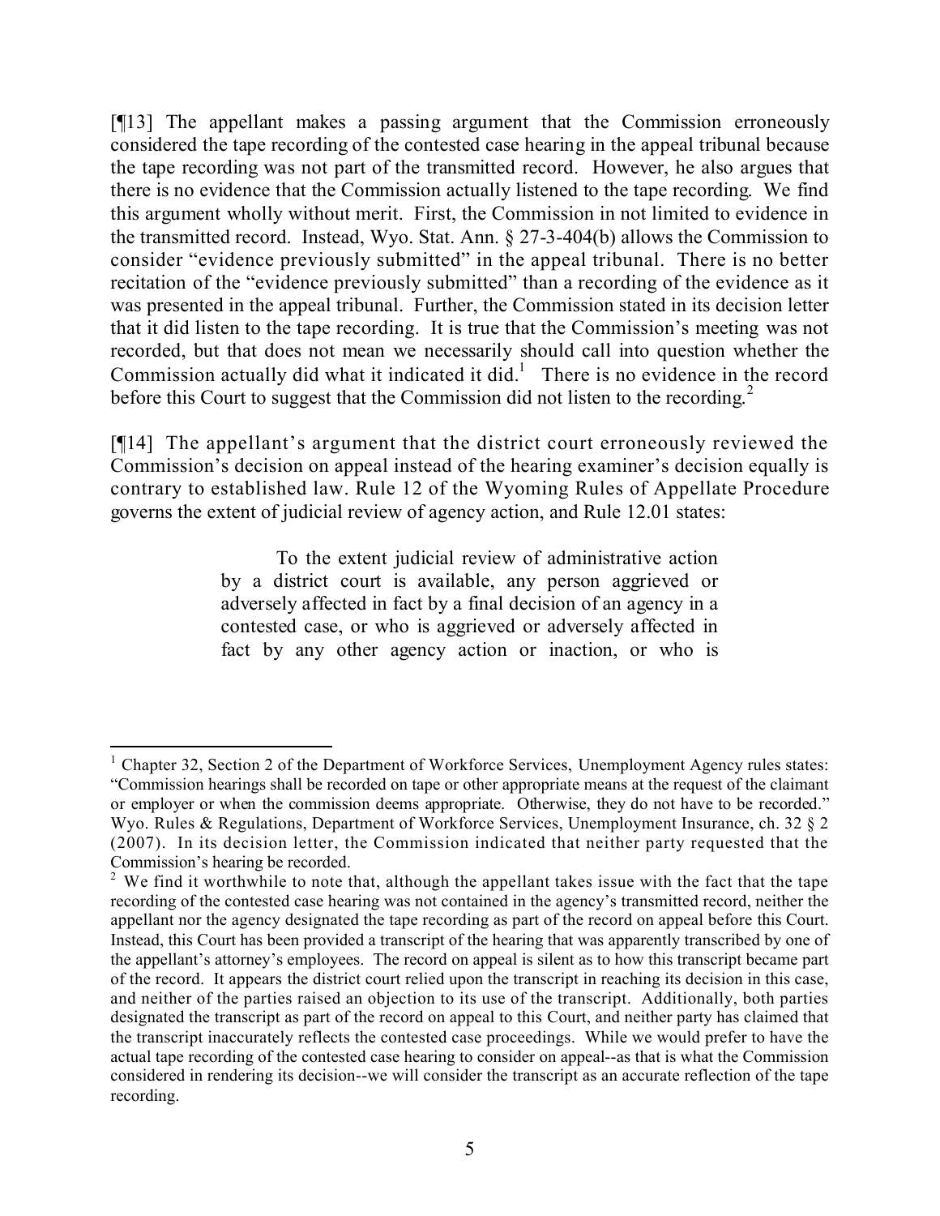[¶13] The appellant makes a passing argument that the Commission erroneously considered the tape recording of the contested case hearing in the appeal tribunal because the tape recording was not part of the transmitted record. However, he also argues that there is no evidence that the Commission actually listened to the tape recording. We find this argument wholly without merit. First, the Commission in not limited to evidence in the transmitted record. Instead, Wyo. Stat. Ann. § 27-3-404(b) allows the Commission to consider "evidence previously submitted" in the appeal tribunal. There is no better recitation of the "evidence previously submitted" than a recording of the evidence as it was presented in the appeal tribunal. Further, the Commission stated in its decision letter that it did listen to the tape recording. It is true that the Commission's meeting was not recorded, but that does not mean we necessarily should call into question whether the Commission actually did what it indicated it did.[1] There is no evidence in the record before this Court to suggest that the Commission did not listen to the recording.[2]

[¶14] The appellant's argument that the district court erroneously reviewed the Commission's decision on appeal instead of the hearing examiner's decision equally is contrary to established law. Rule 12 of the Wyoming Rules of Appellate Procedure governs the extent of judicial review of agency action, and Rule 12.01 states:

> To the extent judicial review of administrative action by a district court is available, any person aggrieved or adversely affected in fact by a final decision of an agency in a contested case, or who is aggrieved or adversely affected in fact by any other agency action or inaction, or who is

---

[1] Chapter 32, Section 2 of the Department of Workforce Services, Unemployment Agency rules states: "Commission hearings shall be recorded on tape or other appropriate means at the request of the claimant or employer or when the commission deems appropriate. Otherwise, they do not have to be recorded." Wyo. Rules & Regulations, Department of Workforce Services, Unemployment Insurance, ch. 32 § 2 (2007). In its decision letter, the Commission indicated that neither party requested that the Commission's hearing be recorded.

[2] We find it worthwhile to note that, although the appellant takes issue with the fact that the tape recording of the contested case hearing was not contained in the agency's transmitted record, neither the appellant nor the agency designated the tape recording as part of the record on appeal before this Court. Instead, this Court has been provided a transcript of the hearing that was apparently transcribed by one of the appellant's attorney's employees. The record on appeal is silent as to how this transcript became part of the record. It appears the district court relied upon the transcript in reaching its decision in this case, and neither of the parties raised an objection to its use of the transcript. Additionally, both parties designated the transcript as part of the record on appeal to this Court, and neither party has claimed that the transcript inaccurately reflects the contested case proceedings. While we would prefer to have the actual tape recording of the contested case hearing to consider on appeal--as that is what the Commission considered in rendering its decision--we will consider the transcript as an accurate reflection of the tape recording.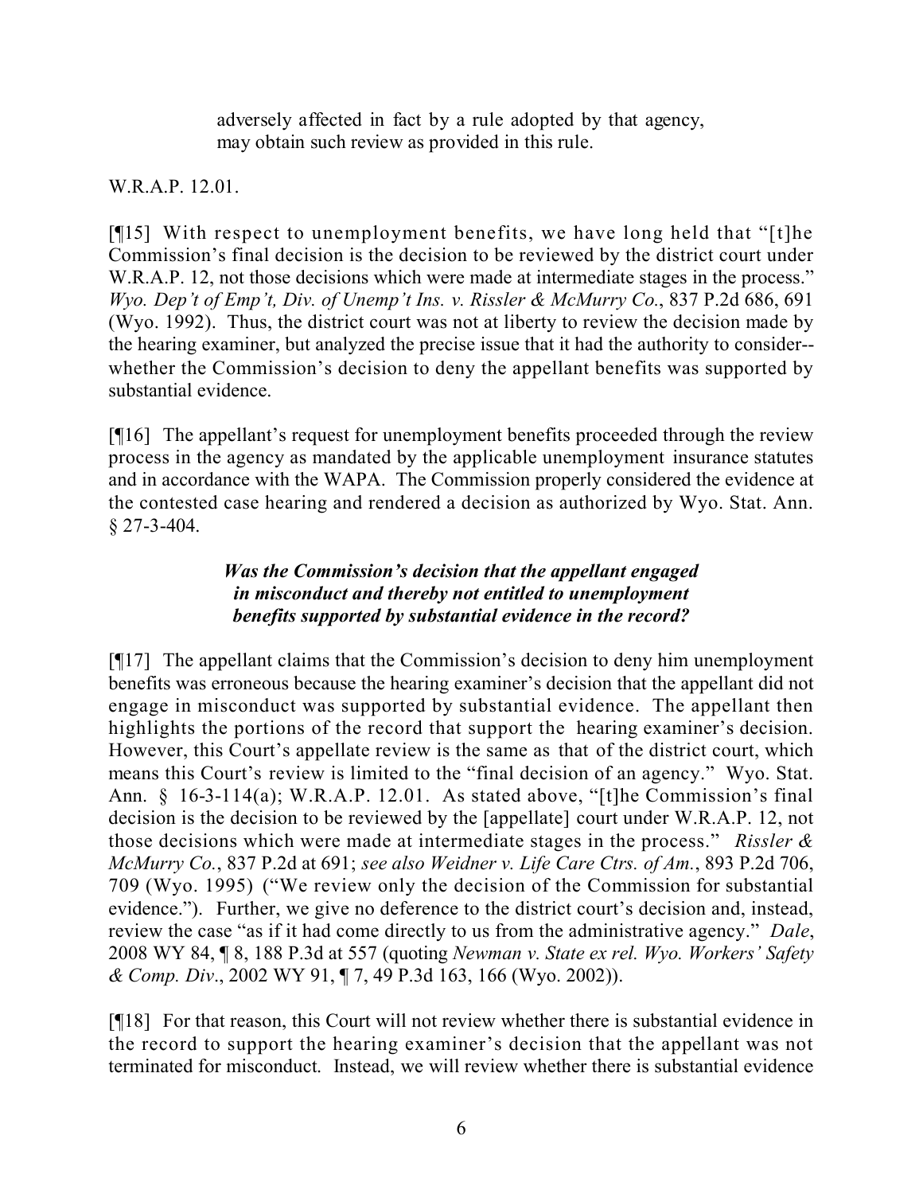> adversely affected in fact by a rule adopted by that agency, may obtain such review as provided in this rule.

W.R.A.P. 12.01.

[¶15] With respect to unemployment benefits, we have long held that "[t]he Commission's final decision is the decision to be reviewed by the district court under W.R.A.P. 12, not those decisions which were made at intermediate stages in the process." *Wyo. Dep't of Emp't, Div. of Unemp't Ins. v. Rissler & McMurry Co.*, 837 P.2d 686, 691 (Wyo. 1992). Thus, the district court was not at liberty to review the decision made by the hearing examiner, but analyzed the precise issue that it had the authority to consider--whether the Commission's decision to deny the appellant benefits was supported by substantial evidence.

[¶16] The appellant's request for unemployment benefits proceeded through the review process in the agency as mandated by the applicable unemployment insurance statutes and in accordance with the WAPA. The Commission properly considered the evidence at the contested case hearing and rendered a decision as authorized by Wyo. Stat. Ann. § 27-3-404.

### ***Was the Commission's decision that the appellant engaged in misconduct and thereby not entitled to unemployment benefits supported by substantial evidence in the record?***

[¶17] The appellant claims that the Commission's decision to deny him unemployment benefits was erroneous because the hearing examiner's decision that the appellant did not engage in misconduct was supported by substantial evidence. The appellant then highlights the portions of the record that support the hearing examiner's decision. However, this Court's appellate review is the same as that of the district court, which means this Court's review is limited to the "final decision of an agency." Wyo. Stat. Ann. § 16-3-114(a); W.R.A.P. 12.01. As stated above, "[t]he Commission's final decision is the decision to be reviewed by the [appellate] court under W.R.A.P. 12, not those decisions which were made at intermediate stages in the process." *Rissler & McMurry Co.*, 837 P.2d at 691; *see also Weidner v. Life Care Ctrs. of Am.*, 893 P.2d 706, 709 (Wyo. 1995) ("We review only the decision of the Commission for substantial evidence."). Further, we give no deference to the district court's decision and, instead, review the case "as if it had come directly to us from the administrative agency." *Dale*, 2008 WY 84, ¶ 8, 188 P.3d at 557 (quoting *Newman v. State ex rel. Wyo. Workers' Safety & Comp. Div.*, 2002 WY 91, ¶ 7, 49 P.3d 163, 166 (Wyo. 2002)).

[¶18] For that reason, this Court will not review whether there is substantial evidence in the record to support the hearing examiner's decision that the appellant was not terminated for misconduct. Instead, we will review whether there is substantial evidence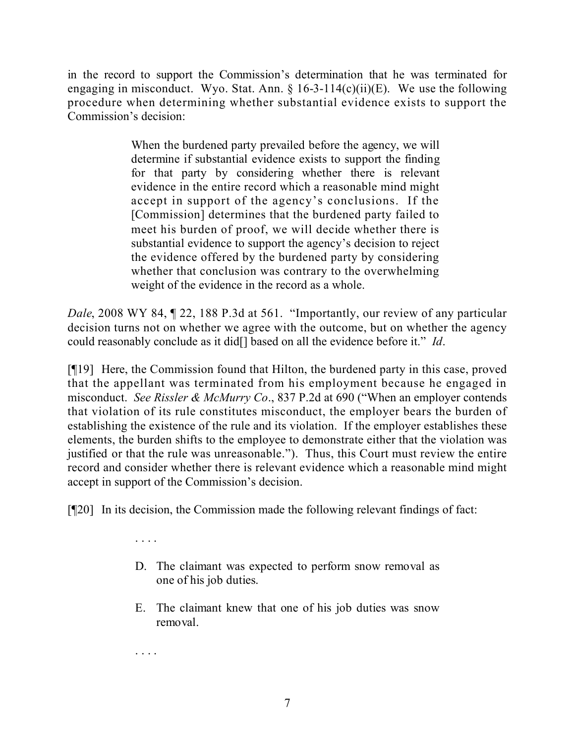in the record to support the Commission's determination that he was terminated for engaging in misconduct. Wyo. Stat. Ann. § 16-3-114(c)(ii)(E). We use the following procedure when determining whether substantial evidence exists to support the Commission's decision:

> When the burdened party prevailed before the agency, we will determine if substantial evidence exists to support the finding for that party by considering whether there is relevant evidence in the entire record which a reasonable mind might accept in support of the agency's conclusions. If the [Commission] determines that the burdened party failed to meet his burden of proof, we will decide whether there is substantial evidence to support the agency's decision to reject the evidence offered by the burdened party by considering whether that conclusion was contrary to the overwhelming weight of the evidence in the record as a whole.

*Dale*, 2008 WY 84, ¶ 22, 188 P.3d at 561. "Importantly, our review of any particular decision turns not on whether we agree with the outcome, but on whether the agency could reasonably conclude as it did[] based on all the evidence before it." *Id*.

[¶19] Here, the Commission found that Hilton, the burdened party in this case, proved that the appellant was terminated from his employment because he engaged in misconduct. *See Rissler & McMurry Co*., 837 P.2d at 690 ("When an employer contends that violation of its rule constitutes misconduct, the employer bears the burden of establishing the existence of the rule and its violation. If the employer establishes these elements, the burden shifts to the employee to demonstrate either that the violation was justified or that the rule was unreasonable."). Thus, this Court must review the entire record and consider whether there is relevant evidence which a reasonable mind might accept in support of the Commission's decision.

[¶20] In its decision, the Commission made the following relevant findings of fact:

> . . . .
>
> D. The claimant was expected to perform snow removal as one of his job duties.
>
> E. The claimant knew that one of his job duties was snow removal.
>
> . . . .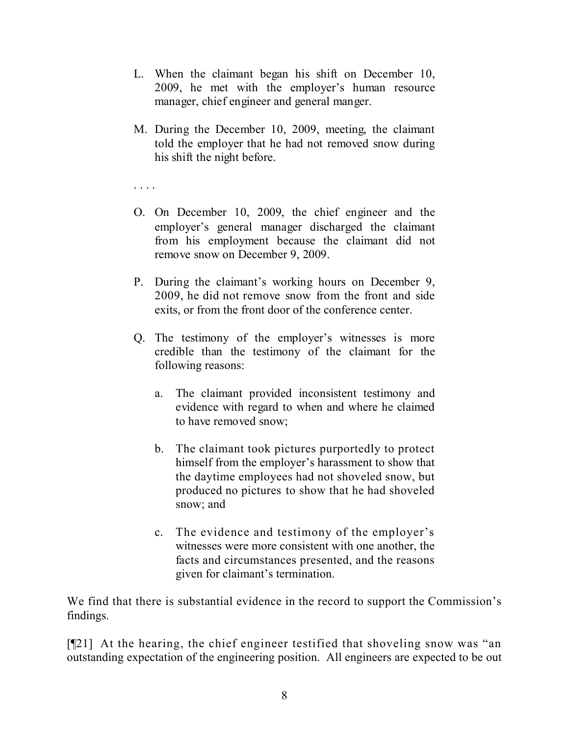L. When the claimant began his shift on December 10, 2009, he met with the employer's human resource manager, chief engineer and general manger.

M. During the December 10, 2009, meeting, the claimant told the employer that he had not removed snow during his shift the night before.

. . . .

O. On December 10, 2009, the chief engineer and the employer's general manager discharged the claimant from his employment because the claimant did not remove snow on December 9, 2009.

P. During the claimant's working hours on December 9, 2009, he did not remove snow from the front and side exits, or from the front door of the conference center.

Q. The testimony of the employer's witnesses is more credible than the testimony of the claimant for the following reasons:

   a. The claimant provided inconsistent testimony and evidence with regard to when and where he claimed to have removed snow;

   b. The claimant took pictures purportedly to protect himself from the employer's harassment to show that the daytime employees had not shoveled snow, but produced no pictures to show that he had shoveled snow; and

   c. The evidence and testimony of the employer's witnesses were more consistent with one another, the facts and circumstances presented, and the reasons given for claimant's termination.

We find that there is substantial evidence in the record to support the Commission's findings.

[¶21] At the hearing, the chief engineer testified that shoveling snow was "an outstanding expectation of the engineering position. All engineers are expected to be out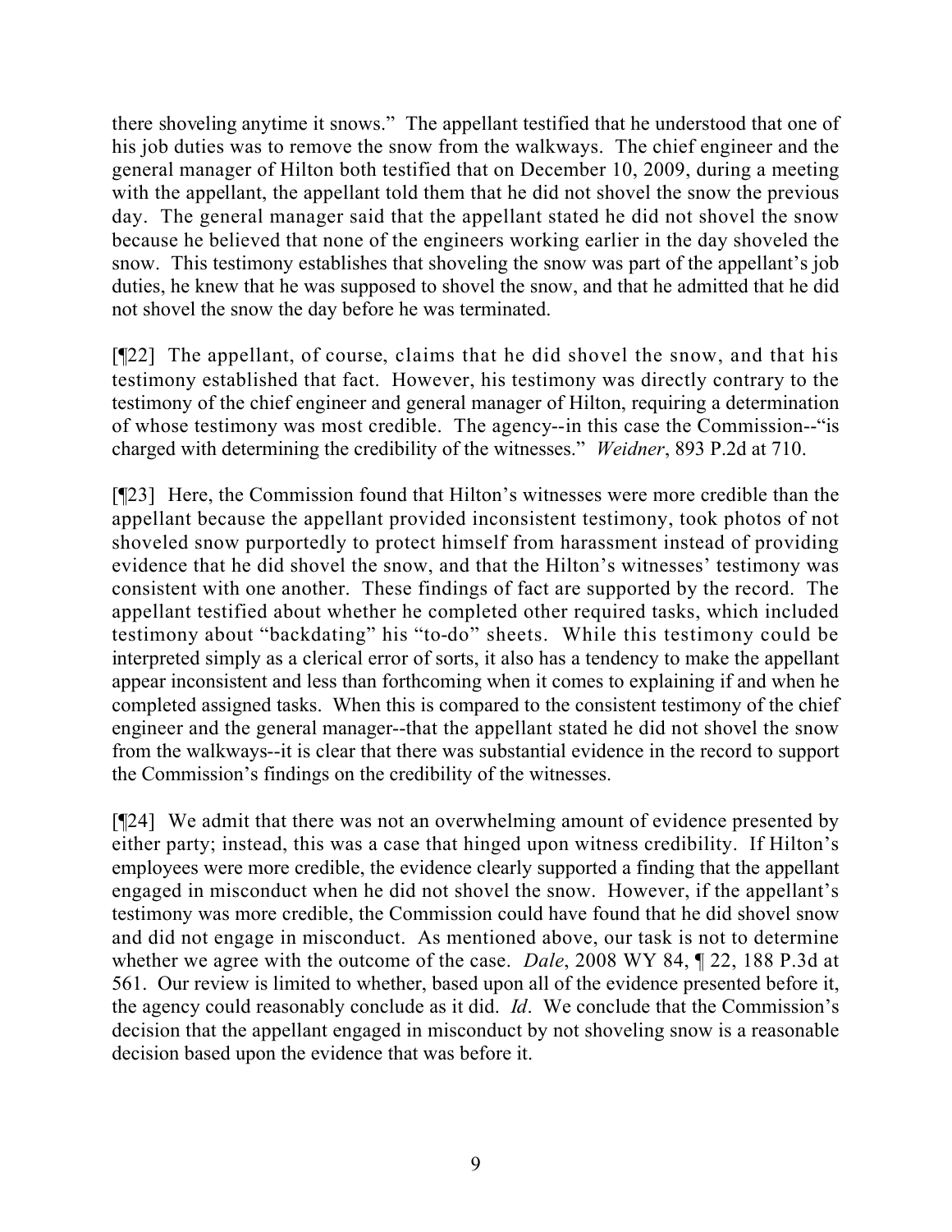there shoveling anytime it snows." The appellant testified that he understood that one of his job duties was to remove the snow from the walkways. The chief engineer and the general manager of Hilton both testified that on December 10, 2009, during a meeting with the appellant, the appellant told them that he did not shovel the snow the previous day. The general manager said that the appellant stated he did not shovel the snow because he believed that none of the engineers working earlier in the day shoveled the snow. This testimony establishes that shoveling the snow was part of the appellant's job duties, he knew that he was supposed to shovel the snow, and that he admitted that he did not shovel the snow the day before he was terminated.

[¶22] The appellant, of course, claims that he did shovel the snow, and that his testimony established that fact. However, his testimony was directly contrary to the testimony of the chief engineer and general manager of Hilton, requiring a determination of whose testimony was most credible. The agency--in this case the Commission--"is charged with determining the credibility of the witnesses." *Weidner*, 893 P.2d at 710.

[¶23] Here, the Commission found that Hilton's witnesses were more credible than the appellant because the appellant provided inconsistent testimony, took photos of not shoveled snow purportedly to protect himself from harassment instead of providing evidence that he did shovel the snow, and that the Hilton's witnesses' testimony was consistent with one another. These findings of fact are supported by the record. The appellant testified about whether he completed other required tasks, which included testimony about "backdating" his "to-do" sheets. While this testimony could be interpreted simply as a clerical error of sorts, it also has a tendency to make the appellant appear inconsistent and less than forthcoming when it comes to explaining if and when he completed assigned tasks. When this is compared to the consistent testimony of the chief engineer and the general manager--that the appellant stated he did not shovel the snow from the walkways--it is clear that there was substantial evidence in the record to support the Commission's findings on the credibility of the witnesses.

[¶24] We admit that there was not an overwhelming amount of evidence presented by either party; instead, this was a case that hinged upon witness credibility. If Hilton's employees were more credible, the evidence clearly supported a finding that the appellant engaged in misconduct when he did not shovel the snow. However, if the appellant's testimony was more credible, the Commission could have found that he did shovel snow and did not engage in misconduct. As mentioned above, our task is not to determine whether we agree with the outcome of the case. *Dale*, 2008 WY 84, ¶ 22, 188 P.3d at 561. Our review is limited to whether, based upon all of the evidence presented before it, the agency could reasonably conclude as it did. *Id*. We conclude that the Commission's decision that the appellant engaged in misconduct by not shoveling snow is a reasonable decision based upon the evidence that was before it.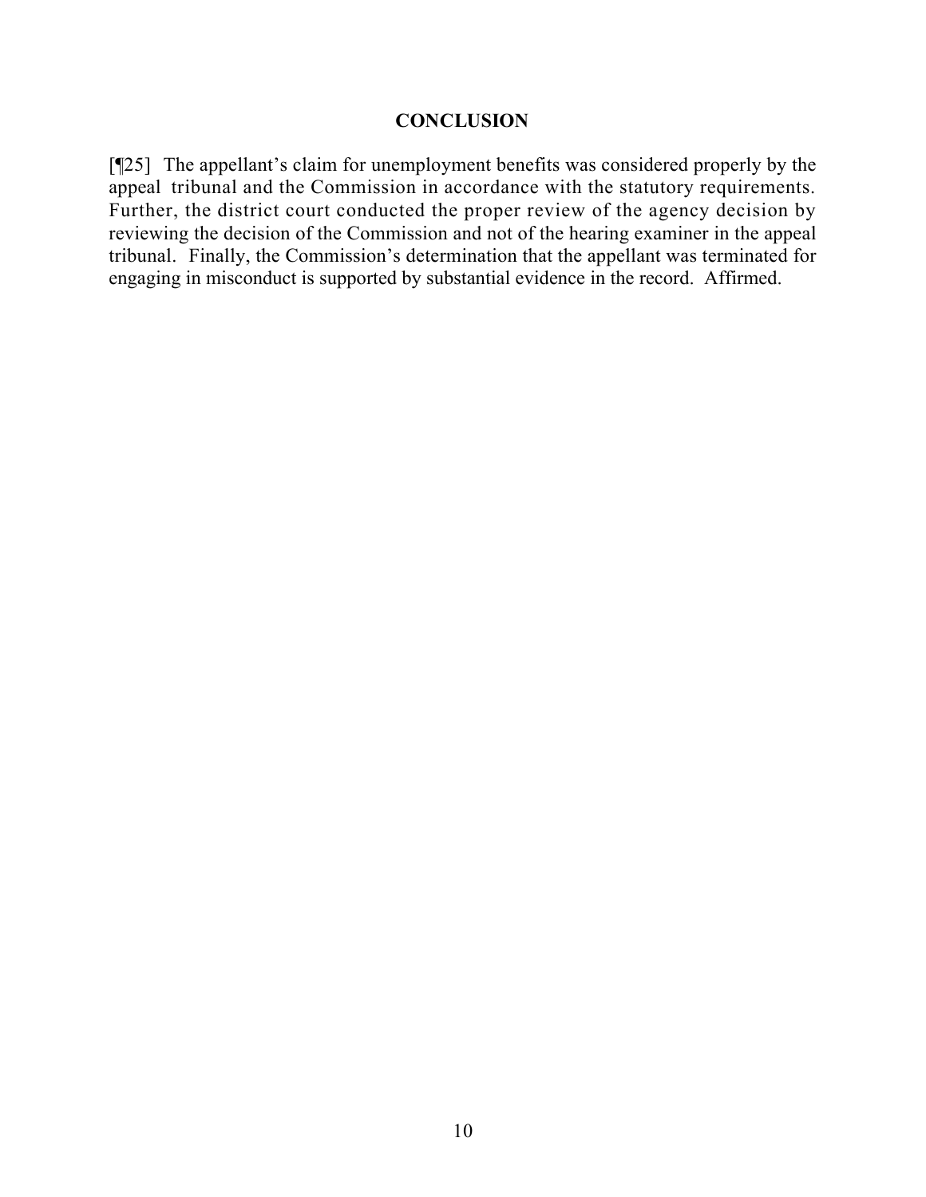## CONCLUSION

[¶25] The appellant's claim for unemployment benefits was considered properly by the appeal tribunal and the Commission in accordance with the statutory requirements. Further, the district court conducted the proper review of the agency decision by reviewing the decision of the Commission and not of the hearing examiner in the appeal tribunal. Finally, the Commission's determination that the appellant was terminated for engaging in misconduct is supported by substantial evidence in the record. Affirmed.